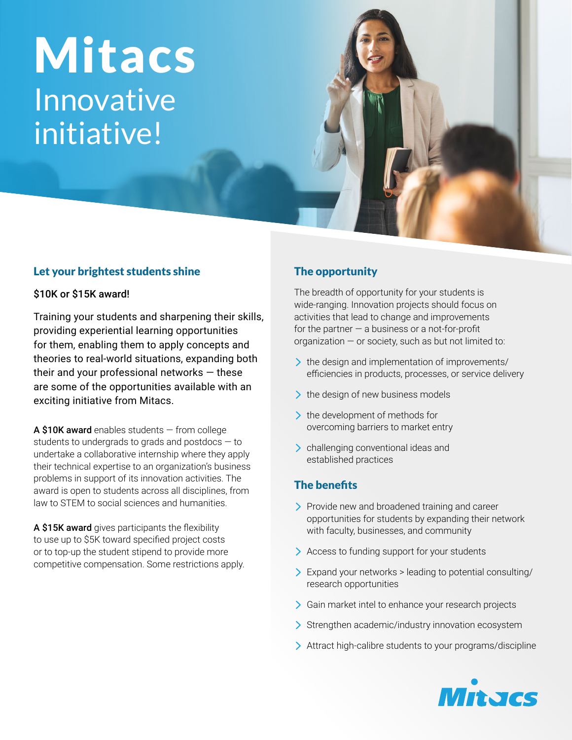# Mitacs

## Innovative initiative!

### Let your brightest students shine

$10K or $15K award!

Training your students and sharpening their skills, providing experiential learning opportunities for them, enabling them to apply concepts and theories to real-world situations, expanding both their and your professional networks — these are some of the opportunities available with an exciting initiative from Mitacs.

**A $10K award** enables students — from college students to undergrads to grads and postdocs — to undertake a collaborative internship where they apply their technical expertise to an organization's business problems in support of its innovation activities. The award is open to students across all disciplines, from law to STEM to social sciences and humanities.

**A $15K award** gives participants the flexibility to use up to $5K toward specified project costs or to top-up the student stipend to provide more competitive compensation. Some restrictions apply.

### The opportunity

The breadth of opportunity for your students is wide-ranging. Innovation projects should focus on activities that lead to change and improvements for the partner — a business or a not-for-profit organization — or society, such as but not limited to:

- the design and implementation of improvements/efficiencies in products, processes, or service delivery
- the design of new business models
- the development of methods for overcoming barriers to market entry
- challenging conventional ideas and established practices

### The benefits

- Provide new and broadened training and career opportunities for students by expanding their network with faculty, businesses, and community
- Access to funding support for your students
- Expand your networks > leading to potential consulting/research opportunities
- Gain market intel to enhance your research projects
- Strengthen academic/industry innovation ecosystem
- Attract high-calibre students to your programs/discipline

Mitacs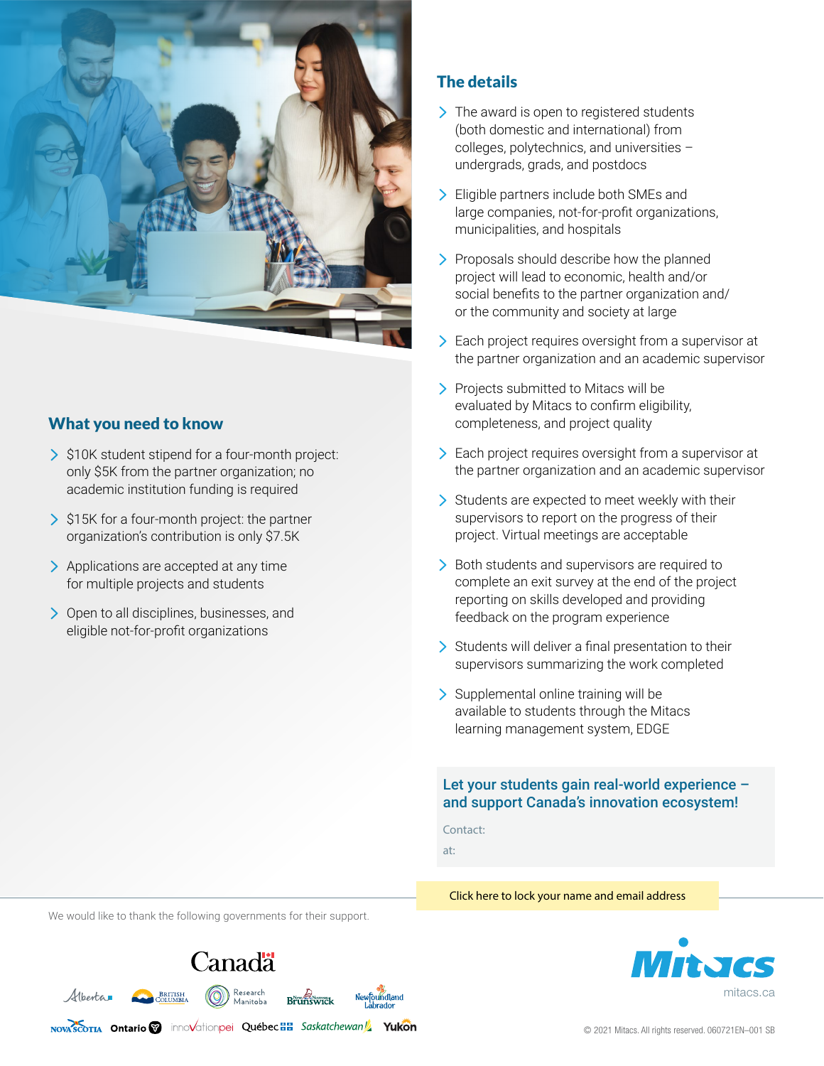## What you need to know

- $10K student stipend for a four-month project: only $5K from the partner organization; no academic institution funding is required
- $15K for a four-month project: the partner organization's contribution is only $7.5K
- Applications are accepted at any time for multiple projects and students
- Open to all disciplines, businesses, and eligible not-for-profit organizations

## The details

- The award is open to registered students (both domestic and international) from colleges, polytechnics, and universities – undergrads, grads, and postdocs
- Eligible partners include both SMEs and large companies, not-for-profit organizations, municipalities, and hospitals
- Proposals should describe how the planned project will lead to economic, health and/or social benefits to the partner organization and/or the community and society at large
- Each project requires oversight from a supervisor at the partner organization and an academic supervisor
- Projects submitted to Mitacs will be evaluated by Mitacs to confirm eligibility, completeness, and project quality
- Each project requires oversight from a supervisor at the partner organization and an academic supervisor
- Students are expected to meet weekly with their supervisors to report on the progress of their project. Virtual meetings are acceptable
- Both students and supervisors are required to complete an exit survey at the end of the project reporting on skills developed and providing feedback on the program experience
- Students will deliver a final presentation to their supervisors summarizing the work completed
- Supplemental online training will be available to students through the Mitacs learning management system, EDGE

**Let your students gain real-world experience – and support Canada's innovation ecosystem!**

Contact:

at:

Click here to lock your name and email address

We would like to thank the following governments for their support.

Canada

Alberta · British Columbia · Research Manitoba · New Brunswick · Newfoundland Labrador · Nova Scotia · Ontario · innovationpei · Québec · Saskatchewan · Yukon

Mitacs

mitacs.ca

© 2021 Mitacs. All rights reserved. 060721EN–001 SB